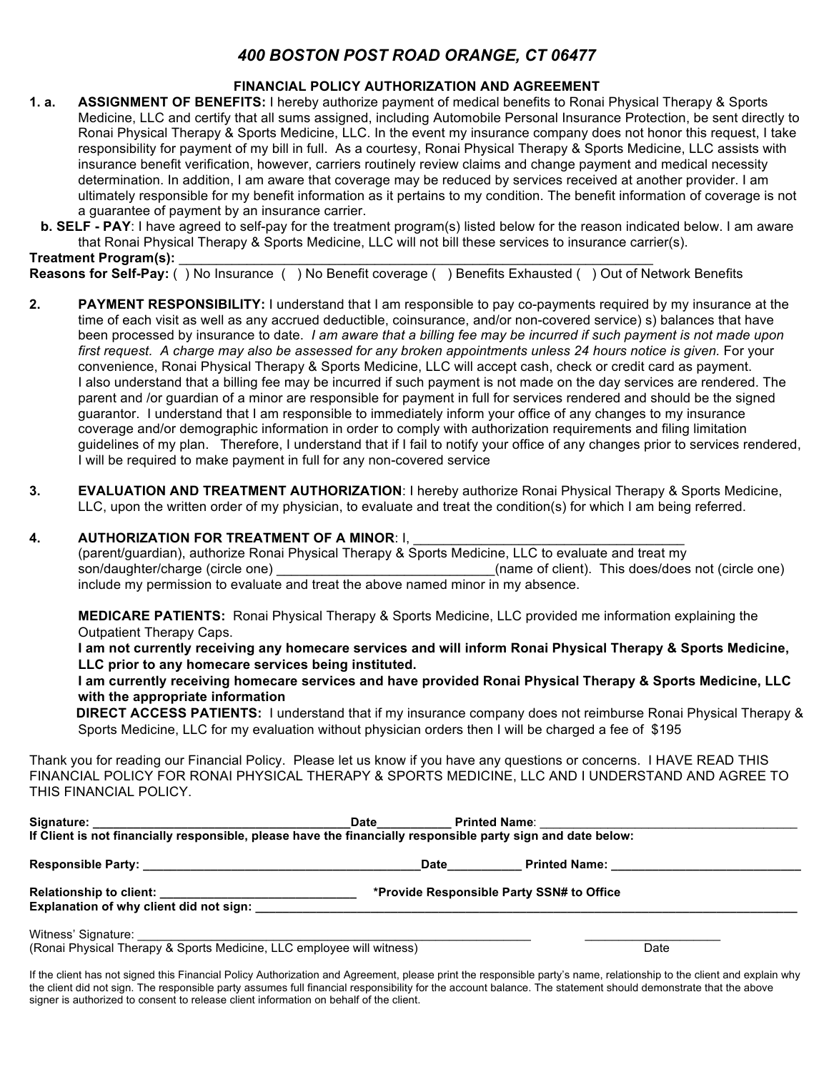# *400 BOSTON POST ROAD ORANGE, CT 06477*

## FINANCIAL POLICY AUTHORIZATION AND AGREEMENT

**1. a. ASSIGNMENT OF BENEFITS:** I hereby authorize payment of medical benefits to Ronai Physical Therapy & Sports Medicine, LLC and certify that all sums assigned, including Automobile Personal Insurance Protection, be sent directly to Ronai Physical Therapy & Sports Medicine, LLC. In the event my insurance company does not honor this request, I take responsibility for payment of my bill in full. As a courtesy, Ronai Physical Therapy & Sports Medicine, LLC assists with insurance benefit verification, however, carriers routinely review claims and change payment and medical necessity determination. In addition, I am aware that coverage may be reduced by services received at another provider. I am ultimately responsible for my benefit information as it pertains to my condition. The benefit information of coverage is not a guarantee of payment by an insurance carrier.

**b. SELF - PAY**: I have agreed to self-pay for the treatment program(s) listed below for the reason indicated below. I am aware that Ronai Physical Therapy & Sports Medicine, LLC will not bill these services to insurance carrier(s).

**Treatment Program(s):** ____________________________________________________________________

**Reasons for Self-Pay:** ( ) No Insurance ( ) No Benefit coverage ( ) Benefits Exhausted ( ) Out of Network Benefits

**2. PAYMENT RESPONSIBILITY:** I understand that I am responsible to pay co-payments required by my insurance at the time of each visit as well as any accrued deductible, coinsurance, and/or non-covered service) s) balances that have been processed by insurance to date. *I am aware that a billing fee may be incurred if such payment is not made upon first request. A charge may also be assessed for any broken appointments unless 24 hours notice is given.* For your convenience, Ronai Physical Therapy & Sports Medicine, LLC will accept cash, check or credit card as payment. I also understand that a billing fee may be incurred if such payment is not made on the day services are rendered. The parent and /or guardian of a minor are responsible for payment in full for services rendered and should be the signed guarantor. I understand that I am responsible to immediately inform your office of any changes to my insurance coverage and/or demographic information in order to comply with authorization requirements and filing limitation guidelines of my plan. Therefore, I understand that if I fail to notify your office of any changes prior to services rendered, I will be required to make payment in full for any non-covered service

**3. EVALUATION AND TREATMENT AUTHORIZATION**: I hereby authorize Ronai Physical Therapy & Sports Medicine, LLC, upon the written order of my physician, to evaluate and treat the condition(s) for which I am being referred.

**4. AUTHORIZATION FOR TREATMENT OF A MINOR**: I, ____________________________________ (parent/guardian), authorize Ronai Physical Therapy & Sports Medicine, LLC to evaluate and treat my son/daughter/charge (circle one) _____________________________(name of client). This does/does not (circle one) include my permission to evaluate and treat the above named minor in my absence.

**MEDICARE PATIENTS:** Ronai Physical Therapy & Sports Medicine, LLC provided me information explaining the Outpatient Therapy Caps.

**I am not currently receiving any homecare services and will inform Ronai Physical Therapy & Sports Medicine, LLC prior to any homecare services being instituted.**

**I am currently receiving homecare services and have provided Ronai Physical Therapy & Sports Medicine, LLC with the appropriate information**

**DIRECT ACCESS PATIENTS:** I understand that if my insurance company does not reimburse Ronai Physical Therapy & Sports Medicine, LLC for my evaluation without physician orders then I will be charged a fee of $195

Thank you for reading our Financial Policy. Please let us know if you have any questions or concerns. I HAVE READ THIS FINANCIAL POLICY FOR RONAI PHYSICAL THERAPY & SPORTS MEDICINE, LLC AND I UNDERSTAND AND AGREE TO THIS FINANCIAL POLICY.

**Signature:** ____________________________________ **Date**__________ **Printed Name**: ____________________________________

**If Client is not financially responsible, please have the financially responsible party sign and date below:**

**Responsible Party:** ________________________________________ **Date**__________ **Printed Name:** ____________________________

**Relationship to client:** ____________________________ **\*Provide Responsible Party SSN# to Office**

**Explanation of why client did not sign:** ____________________________________________________________________________

Witness' Signature: ____________________________________________________________ ____________________

(Ronai Physical Therapy & Sports Medicine, LLC employee will witness) Date

If the client has not signed this Financial Policy Authorization and Agreement, please print the responsible party's name, relationship to the client and explain why the client did not sign. The responsible party assumes full financial responsibility for the account balance. The statement should demonstrate that the above signer is authorized to consent to release client information on behalf of the client.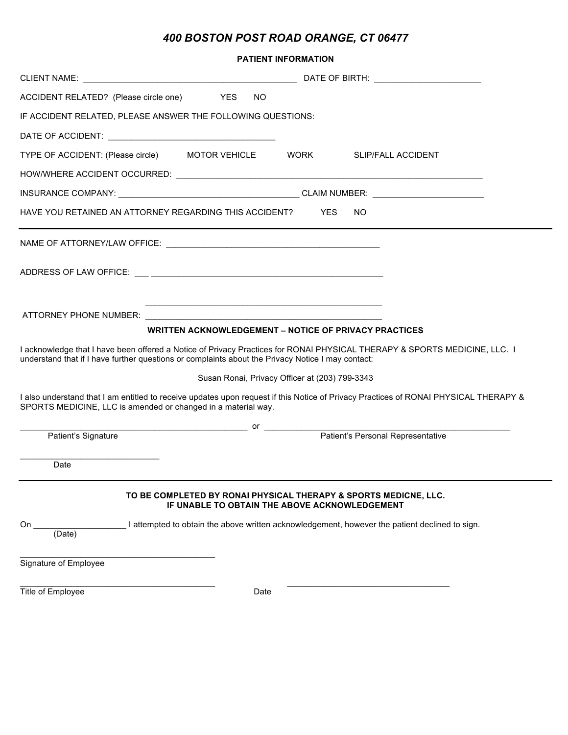# *400 BOSTON POST ROAD ORANGE, CT 06477*

**PATIENT INFORMATION**

CLIENT NAME: ____________________________________________ DATE OF BIRTH: ______________________

ACCIDENT RELATED? (Please circle one) YES NO

IF ACCIDENT RELATED, PLEASE ANSWER THE FOLLOWING QUESTIONS:

DATE OF ACCIDENT: ___________________________________

TYPE OF ACCIDENT: (Please circle) MOTOR VEHICLE WORK SLIP/FALL ACCIDENT

HOW/WHERE ACCIDENT OCCURRED: _________________________________________________________________

INSURANCE COMPANY: _____________________________________ CLAIM NUMBER: _______________________

HAVE YOU RETAINED AN ATTORNEY REGARDING THIS ACCIDENT? YES NO

---

NAME OF ATTORNEY/LAW OFFICE: ____________________________________________

ADDRESS OF LAW OFFICE: ___ ________________________________________________

________________________________________________

ATTORNEY PHONE NUMBER: ________________________________________________

**WRITTEN ACKNOWLEDGEMENT – NOTICE OF PRIVACY PRACTICES**

I acknowledge that I have been offered a Notice of Privacy Practices for RONAI PHYSICAL THERAPY & SPORTS MEDICINE, LLC. I understand that if I have further questions or complaints about the Privacy Notice I may contact:

Susan Ronai, Privacy Officer at (203) 799-3343

I also understand that I am entitled to receive updates upon request if this Notice of Privacy Practices of RONAI PHYSICAL THERAPY & SPORTS MEDICINE, LLC is amended or changed in a material way.

_______________________________________________ or ___________________________________________________

Patient's Signature Patient's Personal Representative

_____________________________

Date

---

**TO BE COMPLETED BY RONAI PHYSICAL THERAPY & SPORTS MEDICNE, LLC.**
**IF UNABLE TO OBTAIN THE ABOVE ACKNOWLEDGEMENT**

On ____________________ I attempted to obtain the above written acknowledgement, however the patient declined to sign.
(Date)

_________________________________________

Signature of Employee

_________________________________________ ___________________________________

Title of Employee Date